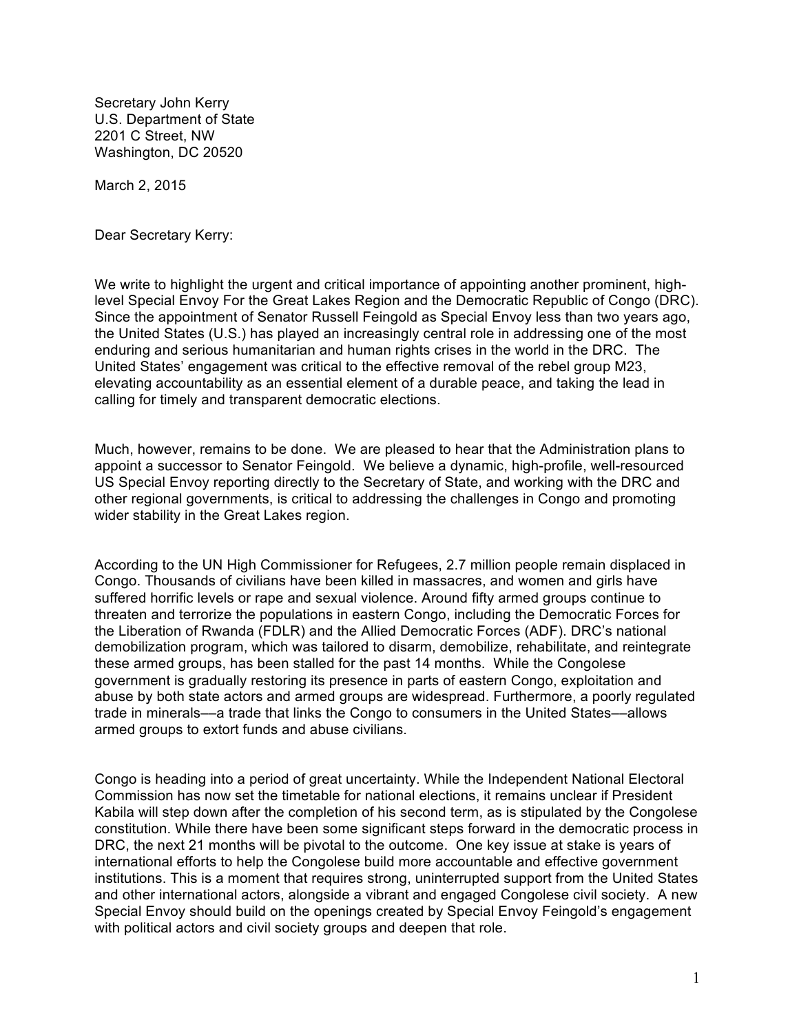Secretary John Kerry
U.S. Department of State
2201 C Street, NW
Washington, DC 20520

March 2, 2015

Dear Secretary Kerry:

We write to highlight the urgent and critical importance of appointing another prominent, high-level Special Envoy For the Great Lakes Region and the Democratic Republic of Congo (DRC). Since the appointment of Senator Russell Feingold as Special Envoy less than two years ago, the United States (U.S.) has played an increasingly central role in addressing one of the most enduring and serious humanitarian and human rights crises in the world in the DRC. The United States' engagement was critical to the effective removal of the rebel group M23, elevating accountability as an essential element of a durable peace, and taking the lead in calling for timely and transparent democratic elections.

Much, however, remains to be done. We are pleased to hear that the Administration plans to appoint a successor to Senator Feingold. We believe a dynamic, high-profile, well-resourced US Special Envoy reporting directly to the Secretary of State, and working with the DRC and other regional governments, is critical to addressing the challenges in Congo and promoting wider stability in the Great Lakes region.

According to the UN High Commissioner for Refugees, 2.7 million people remain displaced in Congo. Thousands of civilians have been killed in massacres, and women and girls have suffered horrific levels or rape and sexual violence. Around fifty armed groups continue to threaten and terrorize the populations in eastern Congo, including the Democratic Forces for the Liberation of Rwanda (FDLR) and the Allied Democratic Forces (ADF). DRC's national demobilization program, which was tailored to disarm, demobilize, rehabilitate, and reintegrate these armed groups, has been stalled for the past 14 months. While the Congolese government is gradually restoring its presence in parts of eastern Congo, exploitation and abuse by both state actors and armed groups are widespread. Furthermore, a poorly regulated trade in minerals—a trade that links the Congo to consumers in the United States—allows armed groups to extort funds and abuse civilians.

Congo is heading into a period of great uncertainty. While the Independent National Electoral Commission has now set the timetable for national elections, it remains unclear if President Kabila will step down after the completion of his second term, as is stipulated by the Congolese constitution. While there have been some significant steps forward in the democratic process in DRC, the next 21 months will be pivotal to the outcome. One key issue at stake is years of international efforts to help the Congolese build more accountable and effective government institutions. This is a moment that requires strong, uninterrupted support from the United States and other international actors, alongside a vibrant and engaged Congolese civil society. A new Special Envoy should build on the openings created by Special Envoy Feingold's engagement with political actors and civil society groups and deepen that role.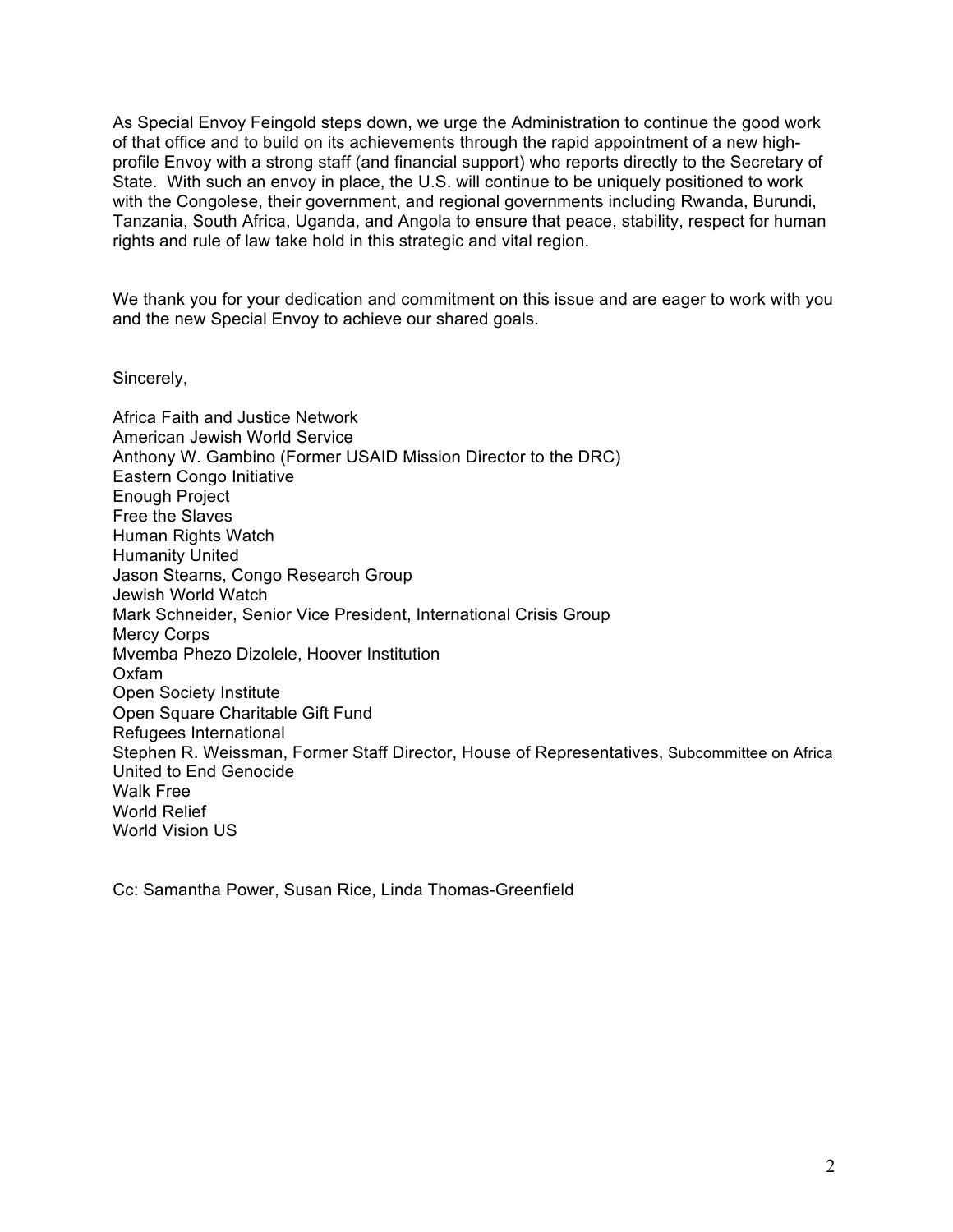As Special Envoy Feingold steps down, we urge the Administration to continue the good work of that office and to build on its achievements through the rapid appointment of a new high-profile Envoy with a strong staff (and financial support) who reports directly to the Secretary of State. With such an envoy in place, the U.S. will continue to be uniquely positioned to work with the Congolese, their government, and regional governments including Rwanda, Burundi, Tanzania, South Africa, Uganda, and Angola to ensure that peace, stability, respect for human rights and rule of law take hold in this strategic and vital region.

We thank you for your dedication and commitment on this issue and are eager to work with you and the new Special Envoy to achieve our shared goals.

Sincerely,

Africa Faith and Justice Network
American Jewish World Service
Anthony W. Gambino (Former USAID Mission Director to the DRC)
Eastern Congo Initiative
Enough Project
Free the Slaves
Human Rights Watch
Humanity United
Jason Stearns, Congo Research Group
Jewish World Watch
Mark Schneider, Senior Vice President, International Crisis Group
Mercy Corps
Mvemba Phezo Dizolele, Hoover Institution
Oxfam
Open Society Institute
Open Square Charitable Gift Fund
Refugees International
Stephen R. Weissman, Former Staff Director, House of Representatives, Subcommittee on Africa
United to End Genocide
Walk Free
World Relief
World Vision US

Cc: Samantha Power, Susan Rice, Linda Thomas-Greenfield